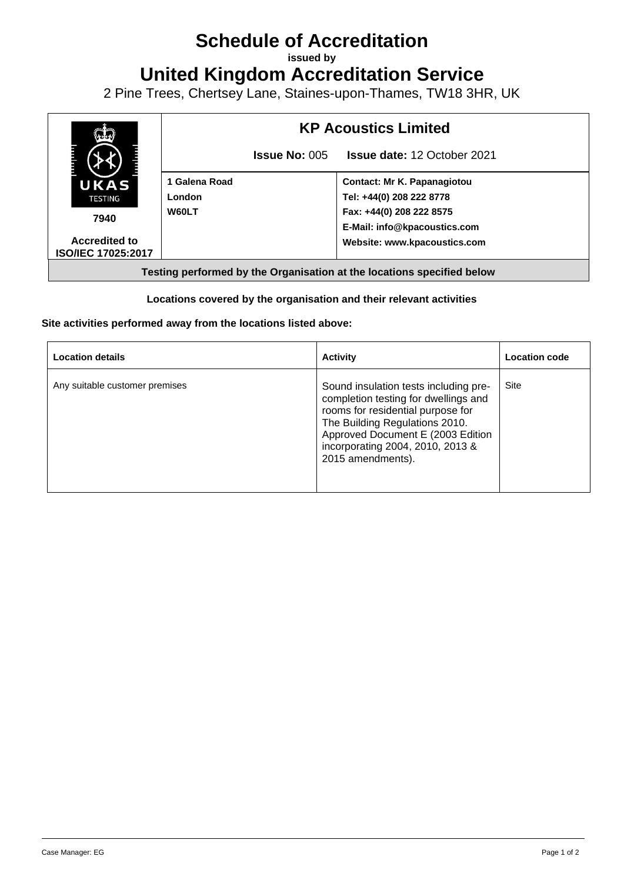# Schedule of Accreditation

**issued by**

# United Kingdom Accreditation Service

2 Pine Trees, Chertsey Lane, Staines-upon-Thames, TW18 3HR, UK

| UKAS TESTING 7940 Accredited to ISO/IEC 17025:2017 | **KP Acoustics Limited** | |
|---|---|---|
| | **Issue No:** 005 | **Issue date:** 12 October 2021 |
| | **1 Galena Road**<br>**London**<br>**W60LT** | **Contact: Mr K. Papanagiotou**<br>**Tel: +44(0) 208 222 8778**<br>**Fax: +44(0) 208 222 8575**<br>**E-Mail: info@kpacoustics.com**<br>**Website: www.kpacoustics.com** |

**Testing performed by the Organisation at the locations specified below**

**Locations covered by the organisation and their relevant activities**

**Site activities performed away from the locations listed above:**

| Location details | Activity | Location code |
|---|---|---|
| Any suitable customer premises | Sound insulation tests including pre-completion testing for dwellings and rooms for residential purpose for The Building Regulations 2010. Approved Document E (2003 Edition incorporating 2004, 2010, 2013 & 2015 amendments). | Site |

Case Manager: EG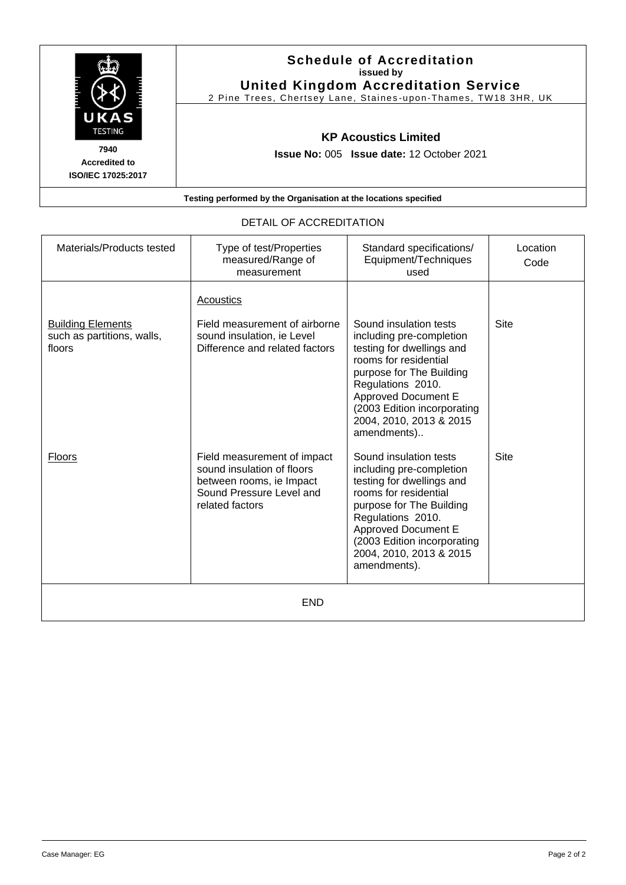**Schedule of Accreditation**
**issued by**
**United Kingdom Accreditation Service**
2 Pine Trees, Chertsey Lane, Staines-upon-Thames, TW18 3HR, UK

UKAS TESTING

**7940**
**Accredited to**
**ISO/IEC 17025:2017**

## KP Acoustics Limited

**Issue No:** 005 **Issue date:** 12 October 2021

**Testing performed by the Organisation at the locations specified**

DETAIL OF ACCREDITATION

| Materials/Products tested | Type of test/Properties measured/Range of measurement | Standard specifications/ Equipment/Techniques used | Location Code |
|---|---|---|---|
| | Acoustics | | |
| Building Elements such as partitions, walls, floors | Field measurement of airborne sound insulation, ie Level Difference and related factors | Sound insulation tests including pre-completion testing for dwellings and rooms for residential purpose for The Building Regulations 2010. Approved Document E (2003 Edition incorporating 2004, 2010, 2013 & 2015 amendments).. | Site |
| Floors | Field measurement of impact sound insulation of floors between rooms, ie Impact Sound Pressure Level and related factors | Sound insulation tests including pre-completion testing for dwellings and rooms for residential purpose for The Building Regulations 2010. Approved Document E (2003 Edition incorporating 2004, 2010, 2013 & 2015 amendments). | Site |

END

Case Manager: EG